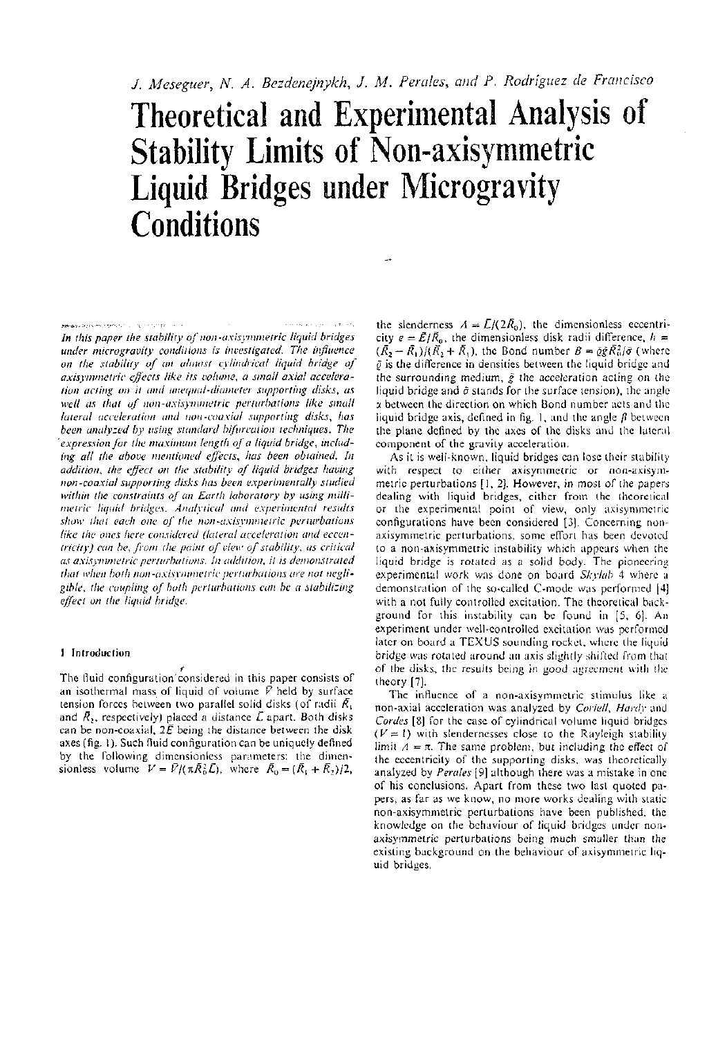J. Meseguer, N. A. Bezdenejnykh, J. M. Perales, and P. Rodríguez de Francisco

# Theoretical and Experimental Analysis of Stability Limits of Non-axisymmetric Liquid Bridges under Microgravity Conditions

*In this paper the stability of non-axisymmetric liquid bridges under microgravity conditions is investigated. The influence on the stability of an almost cylindrical liquid bridge of axisymmetric effects like its volume, a small axial acceleration acting on it and unequal-diameter supporting disks, as well as that of non-axisymmetric perturbations like small lateral acceleration and non-coaxial supporting disks, has been analyzed by using standard bifurcation techniques. The expression for the maximum length of a liquid bridge, including all the above mentioned effects, has been obtained. In addition, the effect on the stability of liquid bridges having non-coaxial supporting disks has been experimentally studied within the constraints of an Earth laboratory by using millimetric liquid bridges. Analytical and experimental results show that each one of the non-axisymmetric perturbations like the ones here considered (lateral acceleration and eccentricity) can be, from the point of view of stability, as critical as axisymmetric perturbations. In addition, it is demonstrated that when both non-axisymmetric perturbations are not negligible, the coupling of both perturbations can be a stabilizing effect on the liquid bridge.*

## 1 Introduction

The fluid configuration considered in this paper consists of an isothermal mass of liquid of volume $\bar{V}$ held by surface tension forces between two parallel solid disks (of radii $\bar{R}_1$ and $\bar{R}_2$, respectively) placed a distance $\bar{L}$ apart. Both disks can be non-coaxial, $2\bar{E}$ being the distance between the disk axes (fig. 1). Such fluid configuration can be uniquely defined by the following dimensionless parameters: the dimensionless volume $V = \bar{V}/(\pi \bar{R}_0^2 \bar{L})$, where $\bar{R}_0 = (\bar{R}_1 + \bar{R}_2)/2$, the slenderness $\Lambda = \bar{L}/(2\bar{R}_0)$, the dimensionless eccentricity $e = \bar{E}/\bar{R}_0$, the dimensionless disk radii difference, $h = (\bar{R}_2 - \bar{R}_1)/(\bar{R}_2 + \bar{R}_1)$, the Bond number $B = \bar{\varrho}\bar{g}\bar{R}_0^2/\bar{\sigma}$ (where $\bar{\varrho}$ is the difference in densities between the liquid bridge and the surrounding medium, $\bar{g}$ the acceleration acting on the liquid bridge and $\bar{\sigma}$ stands for the surface tension), the angle $\alpha$ between the direction on which Bond number acts and the liquid bridge axis, defined in fig. 1, and the angle $\beta$ between the plane defined by the axes of the disks and the lateral component of the gravity acceleration.

As it is well-known, liquid bridges can lose their stability with respect to either axisymmetric or non-axisymmetric perturbations [1, 2]. However, in most of the papers dealing with liquid bridges, either from the theoretical or the experimental point of view, only axisymmetric configurations have been considered [3]. Concerning non-axisymmetric perturbations, some effort has been devoted to a non-axisymmetric instability which appears when the liquid bridge is rotated as a solid body. The pioneering experimental work was done on board *Skylab* 4 where a demonstration of the so-called C-mode was performed [4] with a not fully controlled excitation. The theoretical background for this instability can be found in [5, 6]. An experiment under well-controlled excitation was performed later on board a TEXUS sounding rocket, where the liquid bridge was rotated around an axis slightly shifted from that of the disks, the results being in good agreement with the theory [7].

The influence of a non-axisymmetric stimulus like a non-axial acceleration was analyzed by *Coriell, Hardy* and *Cordes* [8] for the case of cylindrical volume liquid bridges ($V = 1$) with slendernesses close to the Rayleigh stability limit $\Lambda = \pi$. The same problem, but including the effect of the eccentricity of the supporting disks, was theoretically analyzed by *Perales* [9] although there was a mistake in one of his conclusions. Apart from these two last quoted papers, as far as we know, no more works dealing with static non-axisymmetric perturbations have been published, the knowledge on the behaviour of liquid bridges under non-axisymmetric perturbations being much smaller than the existing background on the behaviour of axisymmetric liquid bridges.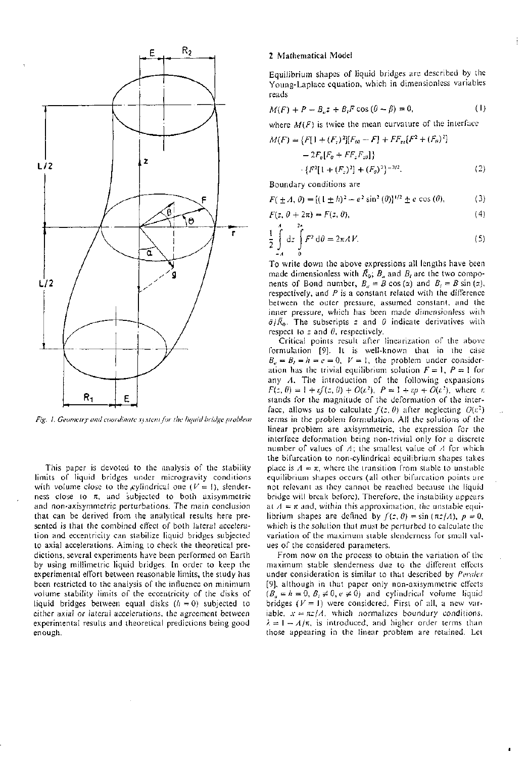*Fig. 1. Geometry and coordinate system for the liquid bridge problem*

This paper is devoted to the analysis of the stability limits of liquid bridges under microgravity conditions with volume close to the cylindrical one ($V = 1$), slenderness close to $\pi$, and subjected to both axisymmetric and non-axisymmetric perturbations. The main conclusion that can be derived from the analytical results here presented is that the combined effect of both lateral acceleration and eccentricity can stabilize liquid bridges subjected to axial accelerations. Aiming to check the theoretical predictions, several experiments have been performed on Earth by using millimetric liquid bridges. In order to keep the experimental effort between reasonable limits, the study has been restricted to the analysis of the influence on minimum volume stability limits of the eccentricity of the disks of liquid bridges between equal disks ($h = 0$) subjected to either axial or lateral accelerations, the agreement between experimental results and theoretical predictions being good enough.

## 2 Mathematical Model

Equilibrium shapes of liquid bridges are described by the Young-Laplace equation, which in dimensionless variables reads

$$M(F) + P - B_a z + B_l F \cos(\theta - \beta) = 0, \tag{1}$$

where $M(F)$ is twice the mean curvature of the interface

$$M(F) = \{F[1 + (F_z)^2][F_{\theta\theta} - F] + FF_{zz}[F^2 + (F_\theta)^2] - 2F_\theta[F_\theta + FF_z F_{z\theta}]\} \cdot \{F^2[1 + (F_z)^2] + (F_\theta)^2\}^{-3/2}. \tag{2}$$

Boundary conditions are

$$F(\pm \Lambda, \theta) = [(1 \pm h)^2 - e^2 \sin^2(\theta)]^{1/2} \pm e \cos(\theta), \tag{3}$$

$$F(z, \theta + 2\pi) = F(z, \theta), \tag{4}$$

$$\frac{1}{2} \int_{-\Lambda}^{\Lambda} dz \int_0^{2\pi} F^2 \, d\theta = 2\pi \Lambda V. \tag{5}$$

To write down the above expressions all lengths have been made dimensionless with $\bar{R}_0$; $B_a$ and $B_l$ are the two components of Bond number, $B_a = B\cos(\alpha)$ and $B_l = B\sin(\alpha)$, respectively, and $P$ is a constant related with the difference between the outer pressure, assumed constant, and the inner pressure, which has been made dimensionless with $\bar{\sigma}/\bar{R}_0$. The subscripts $z$ and $\theta$ indicate derivatives with respect to $z$ and $\theta$, respectively.

Critical points result after linearization of the above formulation [9]. It is well-known that in the case $B_a = B_l = h = e = 0$, $V = 1$, the problem under consideration has the trivial equilibrium solution $F = 1$, $P = 1$ for any $\Lambda$. The introduction of the following expansions $F(z, \theta) = 1 + \varepsilon f(z, \theta) + O(\varepsilon^2)$, $P = 1 + \varepsilon p + O(\varepsilon^2)$, where $\varepsilon$ stands for the magnitude of the deformation of the interface, allows us to calculate $f(z, \theta)$ after neglecting $O(\varepsilon^2)$ terms in the problem formulation. All the solutions of the linear problem are axisymmetric, the expression for the interface deformation being non-trivial only for a discrete number of values of $\Lambda$; the smallest value of $\Lambda$ for which the bifurcation to non-cylindrical equilibrium shapes takes place is $\Lambda = \pi$, where the transition from stable to unstable equilibrium shapes occurs (all other bifurcation points are not relevant as they cannot be reached because the liquid bridge will break before). Therefore, the instability appears at $\Lambda = \pi$ and, within this approximation, the unstable equilibrium shapes are defined by $f(z, \theta) = \sin(\pi z/\Lambda)$, $p = 0$, which is the solution that must be perturbed to calculate the variation of the maximum stable slenderness for small values of the considered parameters.

From now on the process to obtain the variation of the maximum stable slenderness due to the different effects under consideration is similar to that described by *Perales* [9], although in that paper only non-axisymmetric effects ($B_a = h = 0$, $B_l \neq 0$, $e \neq 0$) and cylindrical volume liquid bridges ($V = 1$) were considered. First of all, a new variable, $x = \pi z/\Lambda$, which normalizes boundary conditions, $\lambda = 1 - \Lambda/\pi$, is introduced, and higher order terms than those appearing in the linear problem are retained. Let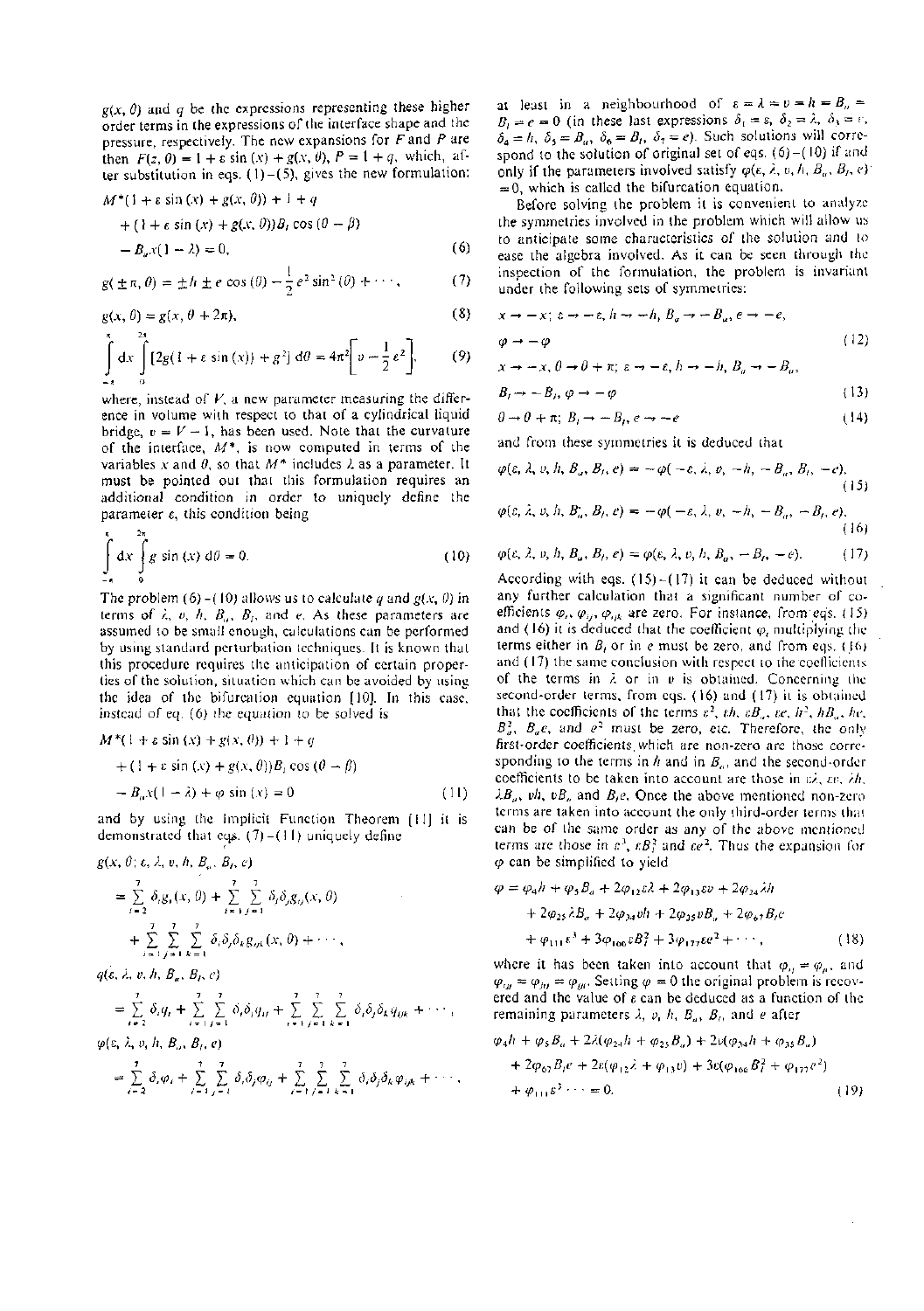$g(x, \theta)$ and $q$ be the expressions representing these higher order terms in the expressions of the interface shape and the pressure, respectively. The new expansions for $F$ and $P$ are then $F(z, \theta) = 1 + \varepsilon \sin(x) + g(x, \theta)$, $P = 1 + q$, which, after substitution in eqs. (1)–(5), gives the new formulation:

$$M^*(1 + \varepsilon \sin(x) + g(x, \theta)) + 1 + q + (1 + \varepsilon \sin(x) + g(x, \theta))B_l \cos(\theta - \beta) - B_a x(1 - \lambda) = 0, \tag{6}$$

$$g(\pm\pi, \theta) = \pm h \pm e \cos(\theta) - \frac{1}{2}e^2 \sin^2(\theta) + \cdots, \tag{7}$$

$$g(x, \theta) = g(x, \theta + 2\pi), \tag{8}$$

$$\int_{-\pi}^{\pi} dx \int_0^{2\pi} [2g(1 + \varepsilon \sin(x)) + g^2]\, d\theta = 4\pi^2\left[v - \frac{1}{2}\varepsilon^2\right], \tag{9}$$

where, instead of $V$, a new parameter measuring the difference in volume with respect to that of a cylindrical liquid bridge, $v = V - 1$, has been used. Note that the curvature of the interface, $M^*$, is now computed in terms of the variables $x$ and $\theta$, so that $M^*$ includes $\lambda$ as a parameter. It must be pointed out that this formulation requires an additional condition in order to uniquely define the parameter $\varepsilon$, this condition being

$$\int_{-\pi}^{\pi} dx \int_0^{2\pi} g \sin(x)\, d\theta = 0. \tag{10}$$

The problem (6)–(10) allows us to calculate $q$ and $g(x, \theta)$ in terms of $\lambda$, $v$, $h$, $B_a$, $B_l$, and $e$. As these parameters are assumed to be small enough, calculations can be performed by using standard perturbation techniques. It is known that this procedure requires the anticipation of certain properties of the solution, situation which can be avoided by using the idea of the bifurcation equation [10]. In this case, instead of eq. (6) the equation to be solved is

$$M^*(1 + \varepsilon \sin(x) + g(x, \theta)) + 1 + q + (1 + \varepsilon \sin(x) + g(x, \theta))B_l \cos(\theta - \beta) - B_a x(1 - \lambda) + \varphi \sin(x) = 0 \tag{11}$$

and by using the Implicit Function Theorem [11] it is demonstrated that eqs. (7)–(11) uniquely define

$$g(x, \theta; \varepsilon, \lambda, v, h, B_a, B_l, e) = \sum_{i=2}^{7} \delta_i g_i(x, \theta) + \sum_{i=1}^{7}\sum_{j=1}^{7} \delta_i \delta_j g_{ij}(x, \theta) + \sum_{i=1}^{7}\sum_{j=1}^{7}\sum_{k=1}^{7} \delta_i \delta_j \delta_k g_{ijk}(x, \theta) + \cdots,$$

$$q(\varepsilon, \lambda, v, h, B_a, B_l, e) = \sum_{i=2}^{7} \delta_i q_i + \sum_{i=1}^{7}\sum_{j=1}^{7} \delta_i \delta_j q_{ij} + \sum_{i=1}^{7}\sum_{j=1}^{7}\sum_{k=1}^{7} \delta_i \delta_j \delta_k q_{ijk} + \cdots,$$

$$\varphi(\varepsilon, \lambda, v, h, B_a, B_l, e) = \sum_{i=2}^{7} \delta_i \varphi_i + \sum_{i=1}^{7}\sum_{j=1}^{7} \delta_i \delta_j \varphi_{ij} + \sum_{i=1}^{7}\sum_{j=1}^{7}\sum_{k=1}^{7} \delta_i \delta_j \delta_k \varphi_{ijk} + \cdots,$$

at least in a neighbourhood of $\varepsilon = \lambda = v = h = B_a = B_l = e = 0$ (in these last expressions $\delta_1 = \varepsilon$, $\delta_2 = \lambda$, $\delta_3 = v$, $\delta_4 = h$, $\delta_5 = B_a$, $\delta_6 = B_l$, $\delta_7 = e$). Such solutions will correspond to the solution of original set of eqs. (6)–(10) if and only if the parameters involved satisfy $\varphi(\varepsilon, \lambda, v, h, B_a, B_l, e) = 0$, which is called the bifurcation equation.

Before solving the problem it is convenient to analyze the symmetries involved in the problem which will allow us to anticipate some characteristics of the solution and to ease the algebra involved. As it can be seen through the inspection of the formulation, the problem is invariant under the following sets of symmetries:

$$x \to -x;\ \varepsilon \to -\varepsilon,\ h \to -h,\ B_a \to -B_a,\ e \to -e,\ \varphi \to -\varphi \tag{12}$$

$$x \to -x,\ \theta \to \theta + \pi;\ \varepsilon \to -\varepsilon,\ h \to -h,\ B_a \to -B_a,\ B_l \to -B_l,\ \varphi \to -\varphi \tag{13}$$

$$\theta \to \theta + \pi;\ B_l \to -B_l,\ e \to -e \tag{14}$$

and from these symmetries it is deduced that

$$\varphi(\varepsilon, \lambda, v, h, B_a, B_l, e) = -\varphi(-\varepsilon, \lambda, v, -h, -B_a, B_l, -e), \tag{15}$$

$$\varphi(\varepsilon, \lambda, v, h, B_a, B_l, e) = -\varphi(-\varepsilon, \lambda, v, -h, -B_a, -B_l, e), \tag{16}$$

$$\varphi(\varepsilon, \lambda, v, h, B_a, B_l, e) = \varphi(\varepsilon, \lambda, v, h, B_a, -B_l, -e). \tag{17}$$

According with eqs. (15)–(17) it can be deduced without any further calculation that a significant number of coefficients $\varphi_i$, $\varphi_{ij}$, $\varphi_{ijk}$ are zero. For instance, from eqs. (15) and (16) it is deduced that the coefficient $\varphi_i$ multiplying the terms either in $B_l$ or in $e$ must be zero, and from eqs. (16) and (17) the same conclusion with respect to the coefficients of the terms in $\lambda$ or in $v$ is obtained. Concerning the second-order terms, from eqs. (16) and (17) it is obtained that the coefficients of the terms $\varepsilon^2$, $\varepsilon h$, $\varepsilon B_a$, $\varepsilon e$, $h^2$, $hB_a$, $he$, $B_a^2$, $B_a e$, and $e^2$ must be zero, etc. Therefore, the only first-order coefficients which are non-zero are those corresponding to the terms in $h$ and in $B_a$, and the second-order coefficients to be taken into account are those in $\varepsilon\lambda$, $\varepsilon v$, $\lambda h$, $\lambda B_a$, $vh$, $vB_a$ and $B_l e$. Once the above mentioned non-zero terms are taken into account the only third-order terms that can be of the same order as any of the above mentioned terms are those in $\varepsilon^3$, $\varepsilon B_l^2$ and $\varepsilon e^2$. Thus the expansion for $\varphi$ can be simplified to yield

$$\varphi = \varphi_4 h + \varphi_5 B_a + 2\varphi_{12}\varepsilon\lambda + 2\varphi_{13}\varepsilon v + 2\varphi_{24}\lambda h + 2\varphi_{25}\lambda B_a + 2\varphi_{34} vh + 2\varphi_{35} vB_a + 2\varphi_{67} B_l e + \varphi_{111}\varepsilon^3 + 3\varphi_{166}\varepsilon B_l^2 + 3\varphi_{177}\varepsilon e^2 + \cdots, \tag{18}$$

where it has been taken into account that $\varphi_{ij} = \varphi_{ji}$, and $\varphi_{iij} = \varphi_{iji} = \varphi_{jii}$. Setting $\varphi = 0$ the original problem is recovered and the value of $\varepsilon$ can be deduced as a function of the remaining parameters $\lambda$, $v$, $h$, $B_a$, $B_l$, and $e$ after

$$\varphi_4 h + \varphi_5 B_a + 2\lambda(\varphi_{24} h + \varphi_{25} B_a) + 2v(\varphi_{34} h + \varphi_{35} B_a) + 2\varphi_{67} B_l e + 2\varepsilon(\varphi_{12}\lambda + \varphi_{13} v) + 3\varepsilon(\varphi_{166} B_l^2 + \varphi_{177} e^2) + \varphi_{111}\varepsilon^3 \cdots = 0. \tag{19}$$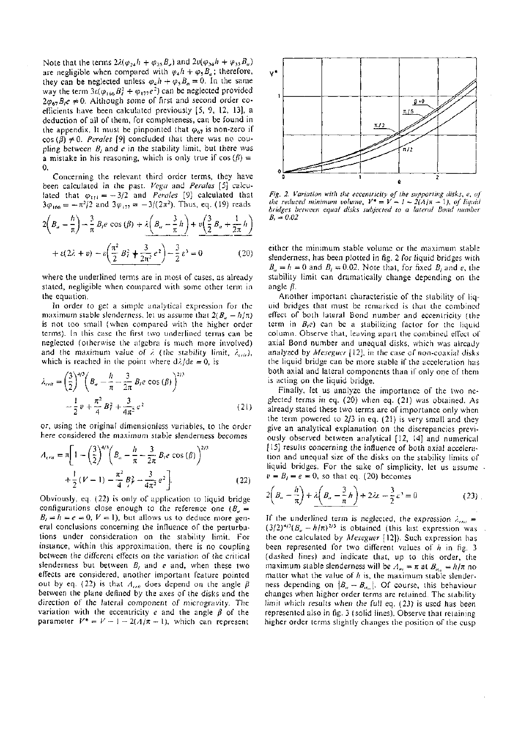Note that the terms $2\lambda(\varphi_{24}h + \varphi_{25}B_a)$ and $2v(\varphi_{34}h + \varphi_{35}B_a)$ are negligible when compared with $\varphi_4 h + \varphi_5 B_a$; therefore, they can be neglected unless $\varphi_4 h + \varphi_5 B_a = 0$. In the same way the term $3\varepsilon(\varphi_{166}B_l^2 + \varphi_{177}e^2)$ can be neglected provided $2\varphi_{67}B_l e \neq 0$. Although some of first and second order coefficients have been calculated previously [5, 9, 12, 13], a deduction of all of them, for completeness, can be found in the appendix. It must be pinpointed that $\varphi_{67}$ is non-zero if $\cos(\beta) \neq 0$. *Perales* [9] concluded that there was no coupling between $B_l$ and $e$ in the stability limit, but there was a mistake in his reasoning, which is only true if $\cos(\beta) = 0$.

Concerning the relevant third order terms, they have been calculated in the past. *Vega* and *Perales* [5] calculated that $\varphi_{111} = -3/2$ and *Perales* [9] calculated that $3\varphi_{166} = -\pi^2/2$ and $3\varphi_{177} = -3/(2\pi^2)$. Thus, eq. (19) reads

$$2\left(B_a - \frac{h}{\pi}\right) - \frac{3}{\pi} B_l e \cos(\beta) + \underline{\lambda\left(B_a - \frac{3}{\pi} h\right) + v\left(\frac{3}{2} B_a + \frac{1}{2\pi} h\right)}$$
$$+ \varepsilon(2\lambda + v) - \underline{\varepsilon\left(\frac{\pi^2}{2} B_l^2 + \frac{3}{2\pi^2} e^2\right)} - \frac{3}{2}\varepsilon^3 = 0 \qquad (20)$$

where the underlined terms are in most of cases, as already stated, negligible when compared with some other term in the equation.

In order to get a simple analytical expression for the maximum stable slenderness, let us assume that $2(B_a - h/\pi)$ is not too small (when compared with the higher order terms). In this case the first two underlined terms can be neglected (otherwise the algebra is much more involved) and the maximum value of $\lambda$ (the stability limit, $\lambda_{crit}$), which is reached in the point where $d\lambda/d\varepsilon = 0$, is

$$\lambda_{crit} = \left(\frac{3}{2}\right)^{4/3}\left(B_a - \frac{h}{\pi} - \frac{3}{2\pi} B_l e \cos(\beta)\right)^{2/3}$$
$$- \frac{1}{2} v + \frac{\pi^2}{4} B_l^2 + \frac{3}{4\pi^2} e^2 \qquad (21)$$

or, using the original dimensionless variables, to the order here considered the maximum stable slenderness becomes

$$\Lambda_{crit} = \pi\left[1 - \left(\frac{3}{2}\right)^{4/3}\left(B_a - \frac{h}{\pi} - \frac{3}{2\pi} B_l e \cos(\beta)\right)^{2/3}\right.$$
$$\left. + \frac{1}{2}(V - 1) - \frac{\pi^2}{4} B_l^2 - \frac{3}{4\pi^2} e^2\right]. \qquad (22)$$

Obviously, eq. (22) is only of application to liquid bridge configurations close enough to the reference one ($B_a = B_l = h = e = 0$, $V = 1$), but allows us to deduce more general conclusions concerning the influence of the perturbations under consideration on the stability limit. For instance, within this approximation, there is no coupling between the different effects on the variation of the critical slenderness but between $B_l$ and $e$ and, when these two effects are considered, another important feature pointed out by eq. (22) is that $\Lambda_{crit}$ does depend on the angle $\beta$ between the plane defined by the axes of the disks and the direction of the lateral component of microgravity. The variation with the eccentricity $e$ and the angle $\beta$ of the parameter $V^* = V - 1 - 2(\Lambda/\pi - 1)$, which can represent either the minimum stable volume or the maximum stable slenderness, has been plotted in fig. 2 for liquid bridges with $B_a = h = 0$ and $B_l = 0.02$. Note that, for fixed $B_l$ and $e$, the stability limit can dramatically change depending on the angle $\beta$.

*Fig. 2. Variation with the eccentricity of the supporting disks, e, of the reduced minimum volume, $V^* = V - 1 - 2(\Lambda/\pi - 1)$, of liquid bridges between equal disks subjected to a lateral Bond number $B_l = 0.02$*

Another important characteristic of the stability of liquid bridges that must be remarked is that the combined effect of both lateral Bond number and eccentricity (the term in $B_l e$) can be a stabilizing factor for the liquid column. Observe that, leaving apart the combined effect of axial Bond number and unequal disks, which was already analyzed by *Meseguer* [12], in the case of non-coaxial disks the liquid bridge can be more stable if the acceleration has both axial and lateral components than if only one of them is acting on the liquid bridge.

Finally, let us analyze the importance of the two neglected terms in eq. (20) when eq. (21) was obtained. As already stated these two terms are of importance only when the term powered to 2/3 in eq. (21) is very small and they give an analytical explanation on the discrepancies previously observed between analytical [12, 14] and numerical [15] results concerning the influence of both axial acceleration and unequal size of the disks on the stability limits of liquid bridges. For the sake of simplicity, let us assume $v = B_l = e = 0$, so that eq. (20) becomes

$$2\left(B_a - \frac{h}{\pi}\right) + \underline{\lambda\left(B_a - \frac{3}{\pi} h\right)} + 2\lambda\varepsilon - \frac{3}{2}\varepsilon^3 = 0 \qquad (23)$$

If the underlined term is neglected, the expression $\lambda_{crit} = (3/2)^{4/3}(B_a - h/\pi)^{2/3}$ is obtained (this last expression was the one calculated by *Meseguer* [12]). Such expression has been represented for two different values of $h$ in fig. 3 (dashed lines) and indicate that, up to this order, the maximum stable slenderness will be $\Lambda_{cr} = \pi$ at $B_{a_0} = h/\pi$ no matter what the value of $h$ is, the maximum stable slenderness depending on $|B_a - B_{a_0}|$. Of course, this behaviour changes when higher order terms are retained. The stability limit which results when the full eq. (23) is used has been represented also in fig. 3 (solid lines). Observe that retaining higher order terms slightly changes the position of the cusp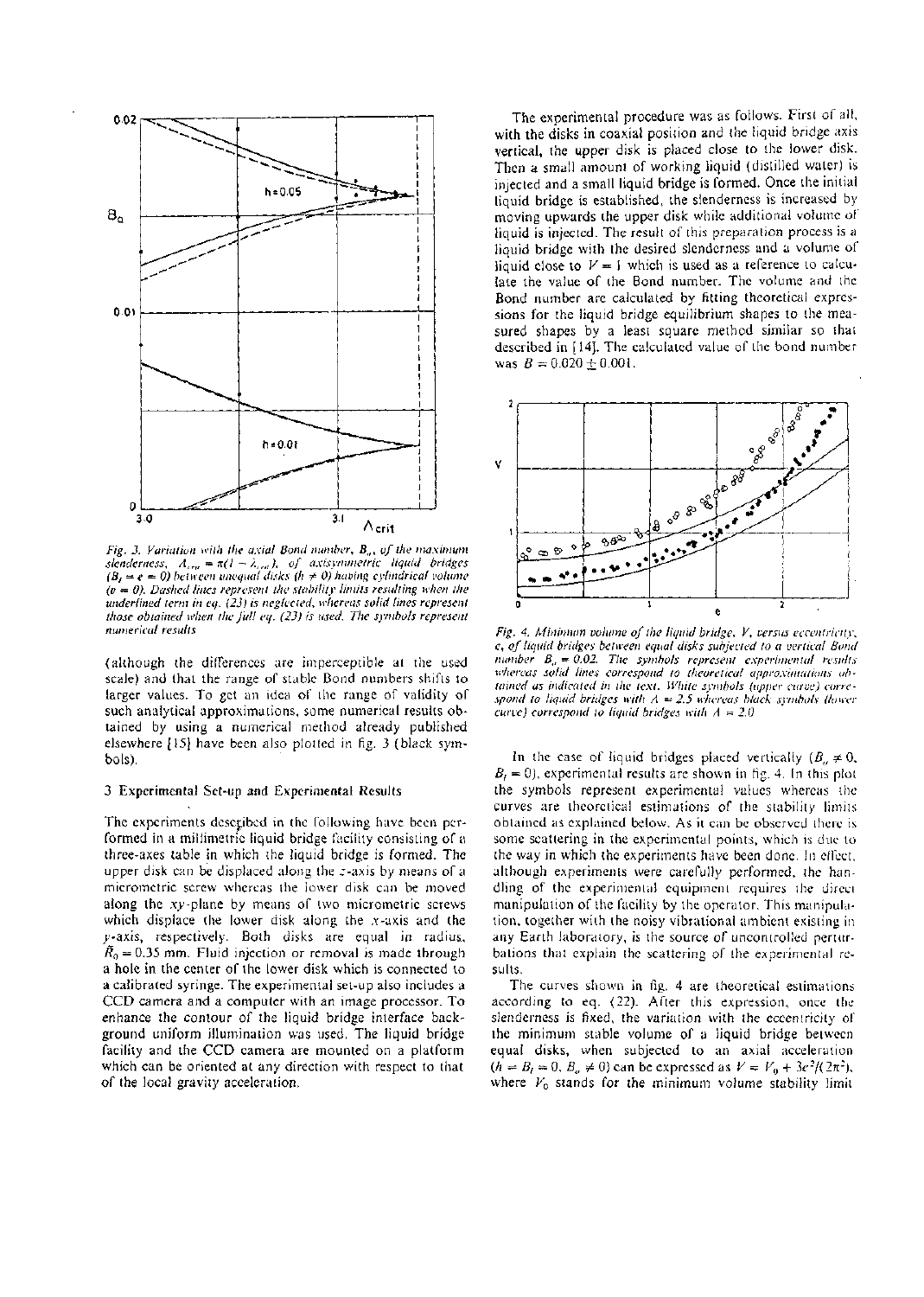*Fig. 3. Variation with the axial Bond number, $B_a$, of the maximum slenderness, $\Lambda_{crit} = \pi(1-\lambda_{crit})$, of axisymmetric liquid bridges ($B_l = e = 0$) between unequal disks ($h \neq 0$) having cylindrical volume ($v = 0$). Dashed lines represent the stability limits resulting when the underlined term in eq. (23) is neglected, whereas solid lines represent those obtained when the full eq. (23) is used. The symbols represent numerical results*

(although the differences are imperceptible at the used scale) and that the range of stable Bond numbers shifts to larger values. To get an idea of the range of validity of such analytical approximations, some numerical results obtained by using a numerical method already published elsewhere [15] have been also plotted in fig. 3 (black symbols).

## 3 Experimental Set-up and Experimental Results

The experiments described in the following have been performed in a millimetric liquid bridge facility consisting of a three-axes table in which the liquid bridge is formed. The upper disk can be displaced along the $z$-axis by means of a micrometric screw whereas the lower disk can be moved along the $xy$-plane by means of two micrometric screws which displace the lower disk along the $x$-axis and the $y$-axis, respectively. Both disks are equal in radius, $\bar{R}_0 = 0.35$ mm. Fluid injection or removal is made through a hole in the center of the lower disk which is connected to a calibrated syringe. The experimental set-up also includes a CCD camera and a computer with an image processor. To enhance the contour of the liquid bridge interface background uniform illumination was used. The liquid bridge facility and the CCD camera are mounted on a platform which can be oriented at any direction with respect to that of the local gravity acceleration.

The experimental procedure was as follows. First of all, with the disks in coaxial position and the liquid bridge axis vertical, the upper disk is placed close to the lower disk. Then a small amount of working liquid (distilled water) is injected and a small liquid bridge is formed. Once the initial liquid bridge is established, the slenderness is increased by moving upwards the upper disk while additional volume of liquid is injected. The result of this preparation process is a liquid bridge with the desired slenderness and a volume of liquid close to $V = 1$ which is used as a reference to calculate the value of the Bond number. The volume and the Bond number are calculated by fitting theoretical expressions for the liquid bridge equilibrium shapes to the measured shapes by a least square method similar so that described in [14]. The calculated value of the bond number was $B = 0.020 \pm 0.001$.

*Fig. 4. Minimum volume of the liquid bridge, $V$, versus eccentricity, $e$, of liquid bridges between equal disks subjected to a vertical Bond number $B_a = 0.02$. The symbols represent experimental results whereas solid lines correspond to theoretical approximations obtained as indicated in the text. White symbols (upper curve) correspond to liquid bridges with $\Lambda = 2.5$ whereas black symbols (lower curve) correspond to liquid bridges with $\Lambda = 2.0$*

In the case of liquid bridges placed vertically ($B_a \neq 0$, $B_l = 0$), experimental results are shown in fig. 4. In this plot the symbols represent experimental values whereas the curves are theoretical estimations of the stability limits obtained as explained below. As it can be observed there is some scattering in the experimental points, which is due to the way in which the experiments have been done. In effect, although experiments were carefully performed, the handling of the experimental equipment requires the direct manipulation of the facility by the operator. This manipulation, together with the noisy vibrational ambient existing in any Earth laboratory, is the source of uncontrolled perturbations that explain the scattering of the experimental results.

The curves shown in fig. 4 are theoretical estimations according to eq. (22). After this expression, once the slenderness is fixed, the variation with the eccentricity of the minimum stable volume of a liquid bridge between equal disks, when subjected to an axial acceleration ($h = B_l = 0$, $B_a \neq 0$) can be expressed as $V = V_0 + 3e^2/(2\pi^2)$, where $V_0$ stands for the minimum volume stability limit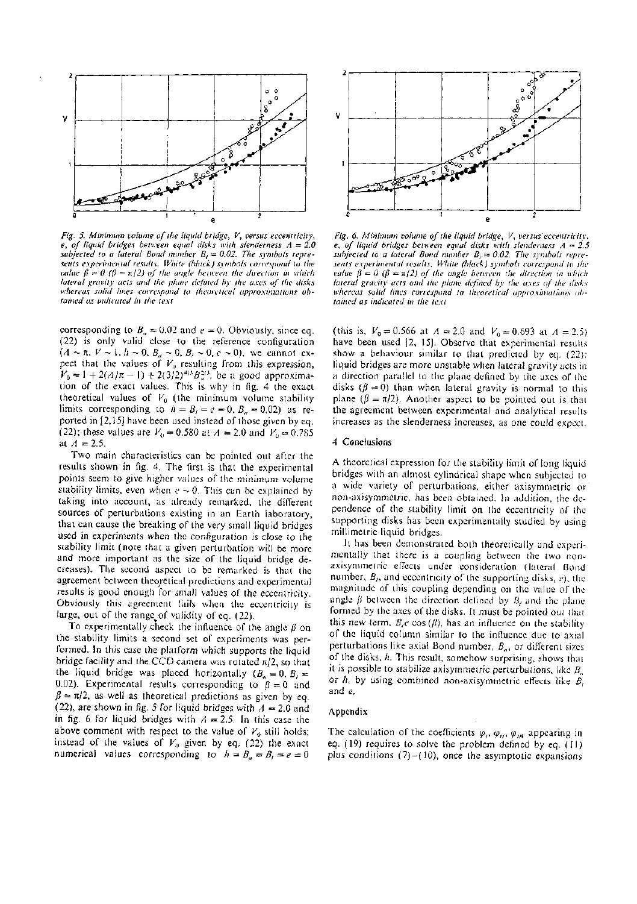*Fig. 5. Minimum volume of the liquid bridge, V, versus eccentricity, e, of liquid bridges between equal disks with slenderness $\Lambda = 2.0$ subjected to a lateral Bond number $B_l = 0.02$. The symbols represents experimental results. White (black) symbols correspond to the value $\beta = 0$ ($\beta = \pi/2$) of the angle between the direction in which lateral gravity acts and the plane defined by the axes of the disks whereas solid lines correspond to theoretical approximations obtained as indicated in the text*

*Fig. 6. Minimum volume of the liquid bridge, V, versus eccentricity, e, of liquid bridges between equal disks with slenderness $\Lambda = 2.5$ subjected to a lateral Bond number $B_l = 0.02$. The symbols represents experimental results. White (black) symbols correspond to the value $\beta = 0$ ($\beta = \pi/2$) of the angle between the direction in which lateral gravity acts and the plane defined by the axes of the disks whereas solid lines correspond to theoretical approximations obtained as indicated in the text*

corresponding to $B_a = 0.02$ and $e = 0$. Obviously, since eq. (22) is only valid close to the reference configuration ($\Lambda \sim \pi$, $V \sim 1$, $h \sim 0$, $B_a \sim 0$, $B_l \sim 0$, $e \sim 0$), we cannot expect that the values of $V_0$ resulting from this expression, $V_0 = 1 + 2(\Lambda/\pi - 1) + 2(3/2)^{4/3}B_a^{2/3}$, be a good approximation of the exact values. This is why in fig. 4 the exact theoretical values of $V_0$ (the minimum volume stability limits corresponding to $h = B_l = e = 0$, $B_a = 0.02$) as reported in [2,15] have been used instead of those given by eq. (22); these values are $V_0 = 0.580$ at $\Lambda = 2.0$ and $V_0 = 0.785$ at $\Lambda = 2.5$.

Two main characteristics can be pointed out after the results shown in fig. 4. The first is that the experimental points seem to give higher values of the minimum volume stability limits, even when $e \sim 0$. This can be explained by taking into account, as already remarked, the different sources of perturbations existing in an Earth laboratory, that can cause the breaking of the very small liquid bridges used in experiments when the configuration is close to the stability limit (note that a given perturbation will be more and more important as the size of the liquid bridge decreases). The second aspect to be remarked is that the agreement between theoretical predictions and experimental results is good enough for small values of the eccentricity. Obviously this agreement fails when the eccentricity is large, out of the range of validity of eq. (22).

To experimentally check the influence of the angle $\beta$ on the stability limits a second set of experiments was performed. In this case the platform which supports the liquid bridge facility and the CCD camera was rotated $\pi/2$, so that the liquid bridge was placed horizontally ($B_a = 0$, $B_l = 0.02$). Experimental results corresponding to $\beta = 0$ and $\beta = \pi/2$, as well as theoretical predictions as given by eq. (22), are shown in fig. 5 for liquid bridges with $\Lambda = 2.0$ and in fig. 6 for liquid bridges with $\Lambda = 2.5$. In this case the above comment with respect to the value of $V_0$ still holds; instead of the values of $V_0$ given by eq. (22) the exact numerical values corresponding to $h = B_a = B_l = e = 0$ (this is, $V_0 = 0.566$ at $\Lambda = 2.0$ and $V_0 = 0.693$ at $\Lambda = 2.5$) have been used [2, 15]. Observe that experimental results show a behaviour similar to that predicted by eq. (22): liquid bridges are more unstable when lateral gravity acts in a direction parallel to the plane defined by the axes of the disks ($\beta = 0$) than when lateral gravity is normal to this plane ($\beta = \pi/2$). Another aspect to be pointed out is that the agreement between experimental and analytical results increases as the slenderness increases, as one could expect.

## 4 Conclusions

A theoretical expression for the stability limit of long liquid bridges with an almost cylindrical shape when subjected to a wide variety of perturbations, either axisymmetric or non-axisymmetric, has been obtained. In addition, the dependence of the stability limit on the eccentricity of the supporting disks has been experimentally studied by using millimetric liquid bridges.

It has been demonstrated both theoretically and experimentally that there is a coupling between the two non-axisymmetric effects under consideration (lateral Bond number, $B_l$, and eccentricity of the supporting disks, $e$), the magnitude of this coupling depending on the value of the angle $\beta$ between the direction defined by $B_l$ and the plane formed by the axes of the disks. It must be pointed out that this new term, $B_l e \cos(\beta)$, has an influence on the stability of the liquid column similar to the influence due to axial perturbations like axial Bond number, $B_a$, or different sizes of the disks, $h$. This result, somehow surprising, shows that it is possible to stabilize axisymmetric perturbations, like $B_a$ or $h$, by using combined non-axisymmetric effects like $B_l$ and $e$.

## Appendix

The calculation of the coefficients $\varphi_i$, $\varphi_{ij}$, $\varphi_{ijk}$ appearing in eq. (19) requires to solve the problem defined by eq. (11) plus conditions (7)–(10), once the asymptotic expansions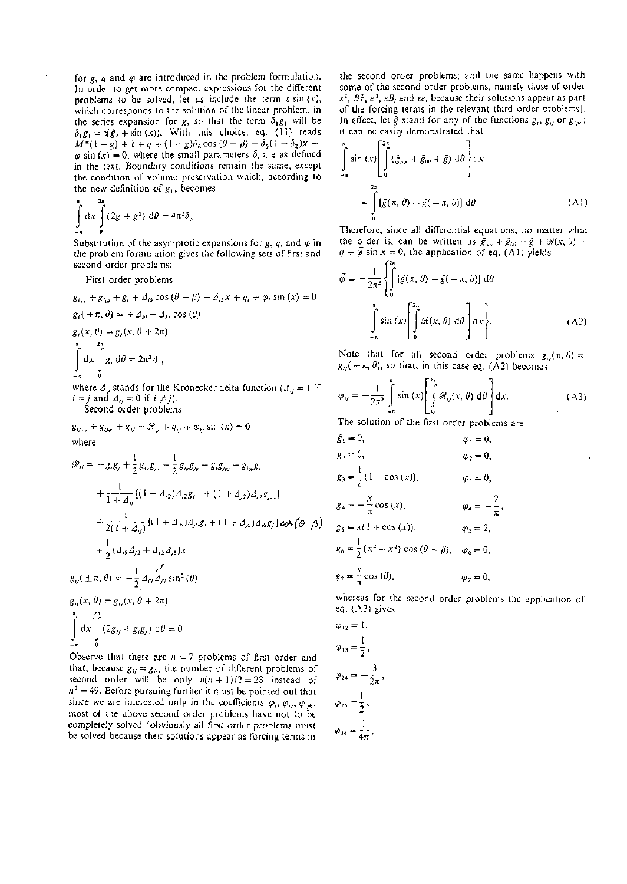for $g$, $q$ and $\varphi$ are introduced in the problem formulation. In order to get more compact expressions for the different problems to be solved, let us include the term $\varepsilon \sin(x)$, which corresponds to the solution of the linear problem, in the series expansion for $g$, so that the term $\delta_1 g_1$ will be $\delta_1 g_1 = \varepsilon(\hat{g}_1 + \sin(x))$. With this choice, eq. (11) reads $M^*(1+g) + 1 + q + (1+g)\delta_6 \cos(\theta - \beta) - \delta_5(1-\delta_2)x + \varphi \sin(x) = 0$, where the small parameters $\delta_i$ are as defined in the text. Boundary conditions remain the same, except the condition of volume preservation which, according to the new definition of $g_1$, becomes

$$\int_{-\pi}^{\pi} \mathrm{d}x \int_0^{2\pi} (2g + g^2)\, \mathrm{d}\theta = 4\pi^2 \delta_3$$

Substitution of the asymptotic expansions for $g$, $q$, and $\varphi$ in the problem formulation gives the following sets of first and second order problems:

First order problems

$$g_{i_{xx}} + g_{i_{\theta\theta}} + g_i + \Delta_{i6} \cos(\theta - \beta) - \Delta_{i5} x + q_i + \varphi_i \sin(x) = 0$$

$$g_i(\pm\pi, \theta) = \pm\Delta_{i4} \pm \Delta_{i7} \cos(\theta)$$

$$g_i(x, \theta) = g_i(x, \theta + 2\pi)$$

$$\int_{-\pi}^{\pi} \mathrm{d}x \int_0^{2\pi} g_i\, \mathrm{d}\theta = 2\pi^2 \Delta_{i3}$$

where $\Delta_{ij}$ stands for the Kronecker delta function ($\Delta_{ij} = 1$ if $i = j$ and $\Delta_{ij} = 0$ if $i \neq j$).

Second order problems

$$g_{ij_{xx}} + g_{ij_{\theta\theta}} + g_{ij} + \mathscr{R}_{ij} + q_{ij} + \varphi_{ij} \sin(x) = 0$$

where

$$\mathscr{R}_{ij} = -g_i g_j + \frac{1}{2} g_{i_x} g_{j_x} - \frac{1}{2} g_{i\theta} g_{j\theta} - g_i g_{j_{\theta\theta}} - g_{i_{\theta\theta}} g_j$$

$$+ \frac{1}{1+\Delta_{ij}} [(1 + \Delta_{i2})\Delta_{j2} g_{i_{xx}} + (1 + \Delta_{j2})\Delta_{i2} g_{j_{xx}}]$$

$$+ \frac{1}{2(1+\Delta_{ij})} [(1 + \Delta_{i6})\Delta_{j6} g_i + (1 + \Delta_{j6})\Delta_{i6} g_j] \cos(\theta - \beta)$$

$$+ \frac{1}{2}(\Delta_{i5}\Delta_{j2} + \Delta_{i2}\Delta_{j5})x$$

$$g_{ij}(\pm\pi, \theta) = -\frac{1}{2}\Delta_{i7}\Delta_{j7} \sin^2(\theta)$$

$$g_{ij}(x, \theta) = g_{ij}(x, \theta + 2\pi)$$

$$\int_{-\pi}^{\pi} \mathrm{d}x \int_0^{2\pi} (2g_{ij} + g_i g_j)\, \mathrm{d}\theta = 0$$

Observe that there are $n = 7$ problems of first order and that, because $g_{ij} = g_{ji}$, the number of different problems of second order will be only $n(n+1)/2 = 28$ instead of $n^2 = 49$. Before pursuing further it must be pointed out that since we are interested only in the coefficients $\varphi_i$, $\varphi_{ij}$, $\varphi_{ijk}$, most of the above second order problems have not to be completely solved (obviously all first order problems must be solved because their solutions appear as forcing terms in the second order problems; and the same happens with some of the second order problems, namely those of order $\varepsilon^2$, $B_l^2$, $e^2$, $\varepsilon B_l$ and $\varepsilon e$, because their solutions appear as part of the forcing terms in the relevant third order problems). In effect, let $\tilde{g}$ stand for any of the functions $g_i$, $g_{ij}$ or $g_{ijk}$; it can be easily demonstrated that

$$\int_{-\pi}^{\pi} \sin(x) \left[\int_0^{2\pi} (\tilde{g}_{xx} + \tilde{g}_{\theta\theta} + \tilde{g})\, \mathrm{d}\theta\right] \mathrm{d}x = \int_0^{2\pi} [\tilde{g}(\pi, \theta) - \tilde{g}(-\pi, \theta)]\, \mathrm{d}\theta \tag{A1}$$

Therefore, since all differential equations, no matter what the order is, can be written as $\tilde{g}_{xx} + \tilde{g}_{\theta\theta} + \tilde{g} + \mathscr{R}(x, \theta) + q + \tilde{\varphi} \sin x = 0$, the application of eq. (A1) yields

$$\tilde{\varphi} = -\frac{1}{2\pi^2}\left\{\int_0^{2\pi} [\tilde{g}(\pi, \theta) - \tilde{g}(-\pi, \theta)]\, \mathrm{d}\theta - \int_{-\pi}^{\pi} \sin(x)\left[\int_0^{2\pi} \mathscr{R}(x, \theta)\, \mathrm{d}\theta\right] \mathrm{d}x\right\}. \tag{A2}$$

Note that for all second order problems $g_{ij}(\pi, \theta) = g_{ij}(-\pi, \theta)$, so that, in this case eq. (A2) becomes

$$\varphi_{ij} = -\frac{1}{2\pi^2} \int_{-\pi}^{\pi} \sin(x)\left[\int_0^{2\pi} \mathscr{R}_{ij}(x, \theta)\, \mathrm{d}\theta\right] \mathrm{d}x. \tag{A3}$$

The solution of the first order problems are

$$\hat{g}_1 = 0, \qquad \varphi_1 = 0,$$

$$g_2 = 0, \qquad \varphi_2 = 0,$$

$$g_3 = \frac{1}{2}(1 + \cos(x)), \qquad \varphi_3 = 0,$$

$$g_4 = -\frac{x}{\pi}\cos(x), \qquad \varphi_4 = -\frac{2}{\pi},$$

$$g_5 = x(1 + \cos(x)), \qquad \varphi_5 = 2,$$

$$g_6 = \frac{1}{2}(\pi^2 - x^2)\cos(\theta - \beta), \qquad \varphi_6 = 0,$$

$$g_7 = \frac{x}{\pi}\cos(\theta), \qquad \varphi_7 = 0,$$

whereas for the second order problems the application of eq. (A3) gives

$$\varphi_{12} = 1,$$

$$\varphi_{13} = \frac{1}{2},$$

$$\varphi_{24} = -\frac{3}{2\pi},$$

$$\varphi_{25} = \frac{1}{2},$$

$$\varphi_{34} = \frac{1}{4\pi},$$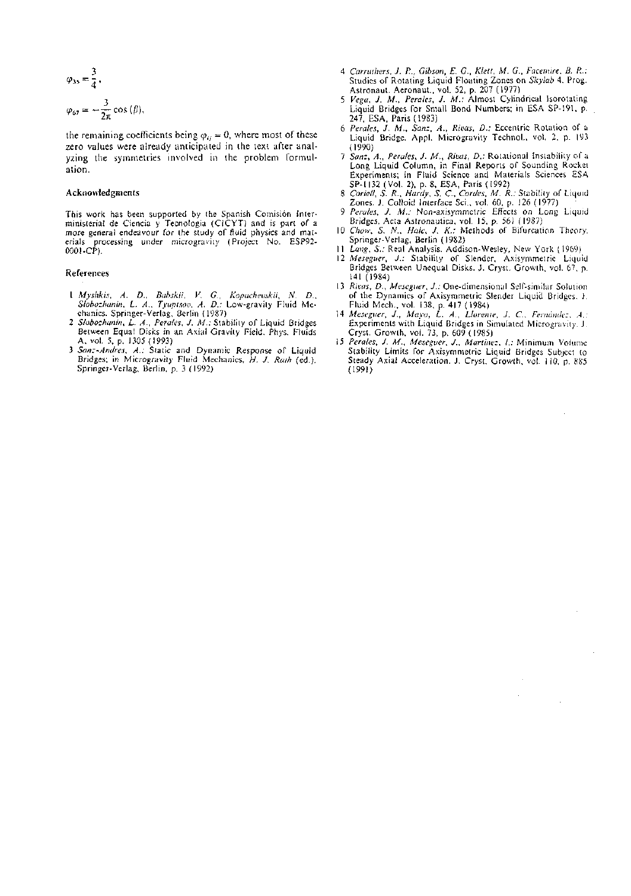$$\varphi_{35} = \frac{3}{4},$$

$$\varphi_{67} = -\frac{3}{2\pi}\cos(\beta),$$

the remaining coefficients being $\varphi_{ij} = 0$, where most of these zero values were already anticipated in the text after analyzing the symmetries involved in the problem formulation.

## Acknowledgments

This work has been supported by the Spanish Comisión Interministerial de Ciencia y Tecnología (CICYT) and is part of a more general endeavour for the study of fluid physics and materials processing under microgravity (Project No. ESP92-0001-CP).

## References

1. *Myshkis, A. D., Babskii, V. G., Kopachevskii, N. D., Slobozhanin, L. A., Tyuptsov, A. D.:* Low-gravity Fluid Mechanics. Springer-Verlag, Berlin (1987)
2. *Slobozhanin, L. A., Perales, J. M.:* Stability of Liquid Bridges Between Equal Disks in an Axial Gravity Field. Phys. Fluids A, vol. 5, p. 1305 (1993)
3. *Sanz-Andres, A.:* Static and Dynamic Response of Liquid Bridges; in Microgravity Fluid Mechanics, *H. J. Rath* (ed.), Springer-Verlag, Berlin, p. 3 (1992)
4. *Carruthers, J. R., Gibson, E. G., Klett, M. G., Facemire, B. R.:* Studies of Rotating Liquid Floating Zones on *Skylab* 4. Prog. Astronaut. Aeronaut., vol. 52, p. 207 (1977)
5. *Vega, J. M., Perales, J. M.:* Almost Cylindrical Isorotating Liquid Bridges for Small Bond Numbers; in ESA SP-191, p. 247, ESA, Paris (1983)
6. *Perales, J. M., Sanz, A., Rivas, D.:* Eccentric Rotation of a Liquid Bridge. Appl. Microgravity Technol., vol. 2, p. 193 (1990)
7. *Sanz, A., Perales, J. M., Rivas, D.:* Rotational Instability of a Long Liquid Column, in Final Reports of Sounding Rocket Experiments; in Fluid Science and Materials Sciences ESA SP-1132 (Vol. 2), p. 8, ESA, Paris (1992)
8. *Coriell, S. R., Hardy, S. C., Cordes, M. R.:* Stability of Liquid Zones. J. Colloid Interface Sci., vol. 60, p. 126 (1977)
9. *Perales, J. M.:* Non-axisymmetric Effects on Long Liquid Bridges. Acta Astronautica, vol. 15, p. 561 (1987)
10. *Chow, S. N., Hale, J. K.:* Methods of Bifurcation Theory. Springer-Verlag, Berlin (1982)
11. *Lang, S.:* Real Analysis. Addison-Wesley, New York (1969)
12. *Meseguer, J.:* Stability of Slender, Axisymmetric Liquid Bridges Between Unequal Disks. J. Cryst. Growth, vol. 67, p. 141 (1984)
13. *Rivas, D., Meseguer, J.:* One-dimensional Self-similar Solution of the Dynamics of Axisymmetric Slender Liquid Bridges. J. Fluid Mech., vol. 138, p. 417 (1984)
14. *Meseguer, J., Mayo, L. A., Llorente, J. C., Fernández, A.:* Experiments with Liquid Bridges in Simulated Microgravity. J. Cryst. Growth, vol. 73, p. 609 (1985)
15. *Perales, J. M., Meseguer, J., Martínez, I.:* Minimum Volume Stability Limits for Axisymmetric Liquid Bridges Subject to Steady Axial Acceleration. J. Cryst. Growth, vol. 110, p. 885 (1991)